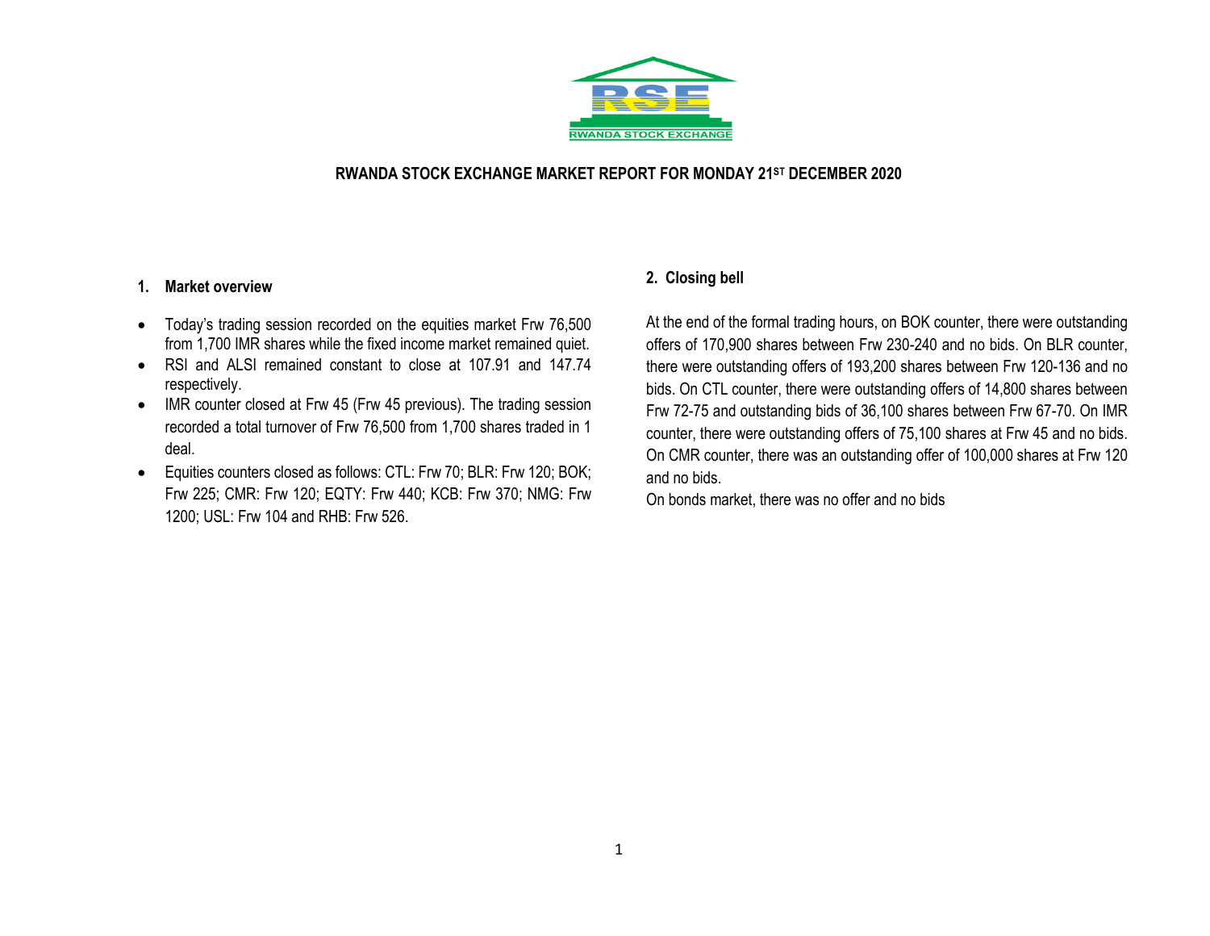# RWANDA STOCK EXCHANGE MARKET REPORT FOR MONDAY 21ST DECEMBER 2020

## 1. Market overview

- Today's trading session recorded on the equities market Frw 76,500 from 1,700 IMR shares while the fixed income market remained quiet.
- RSI and ALSI remained constant to close at 107.91 and 147.74 respectively.
- IMR counter closed at Frw 45 (Frw 45 previous). The trading session recorded a total turnover of Frw 76,500 from 1,700 shares traded in 1 deal.
- Equities counters closed as follows: CTL: Frw 70; BLR: Frw 120; BOK; Frw 225; CMR: Frw 120; EQTY: Frw 440; KCB: Frw 370; NMG: Frw 1200; USL: Frw 104 and RHB: Frw 526.

## 2. Closing bell

At the end of the formal trading hours, on BOK counter, there were outstanding offers of 170,900 shares between Frw 230-240 and no bids. On BLR counter, there were outstanding offers of 193,200 shares between Frw 120-136 and no bids. On CTL counter, there were outstanding offers of 14,800 shares between Frw 72-75 and outstanding bids of 36,100 shares between Frw 67-70. On IMR counter, there were outstanding offers of 75,100 shares at Frw 45 and no bids. On CMR counter, there was an outstanding offer of 100,000 shares at Frw 120 and no bids.

On bonds market, there was no offer and no bids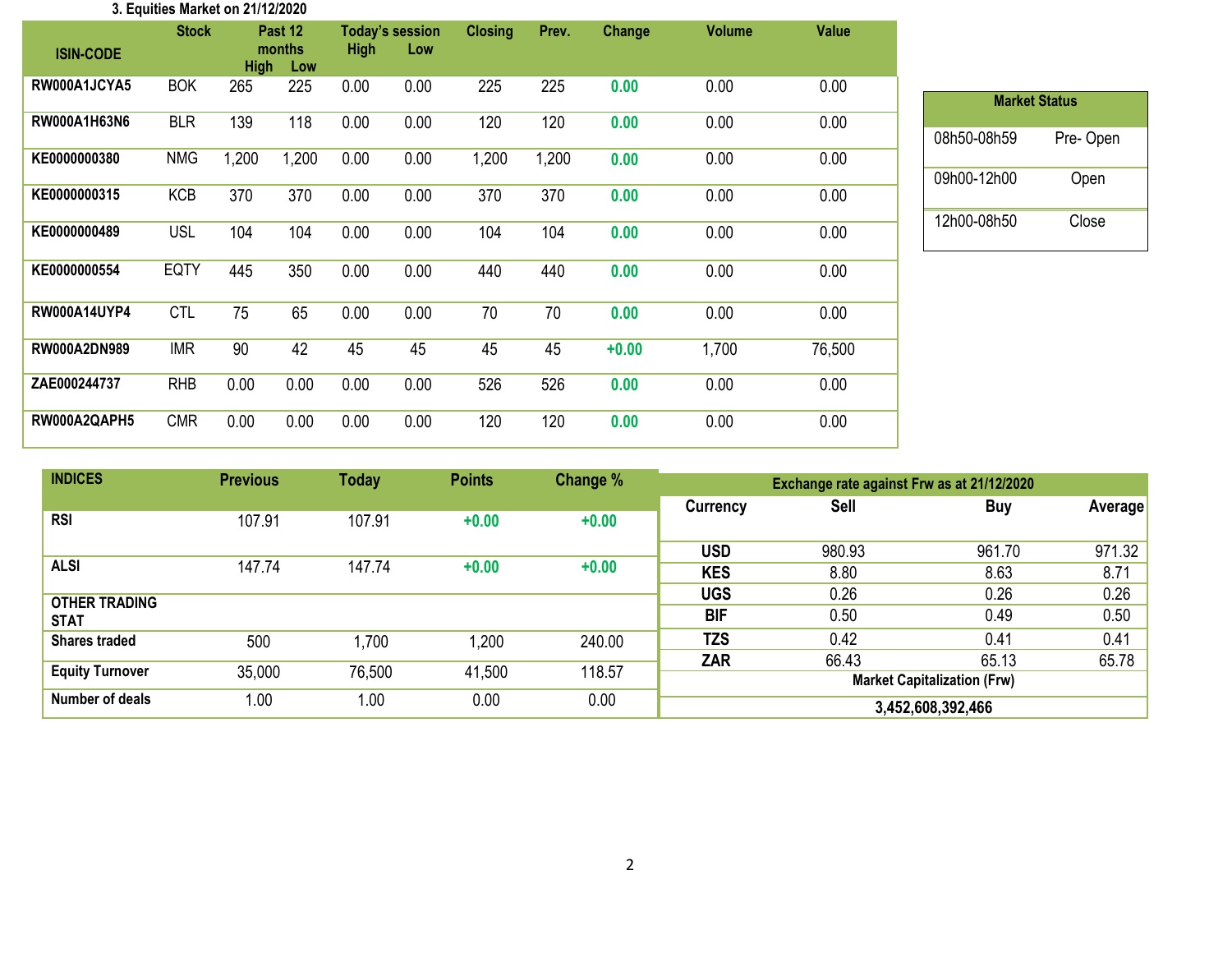### 3. Equities Market on 21/12/2020

| ISIN-CODE | Stock | Past 12 months High | Past 12 months Low | Today's session High | Today's session Low | Closing | Prev. | Change | Volume | Value |
|---|---|---|---|---|---|---|---|---|---|---|
| RW000A1JCYA5 | BOK | 265 | 225 | 0.00 | 0.00 | 225 | 225 | 0.00 | 0.00 | 0.00 |
| RW000A1H63N6 | BLR | 139 | 118 | 0.00 | 0.00 | 120 | 120 | 0.00 | 0.00 | 0.00 |
| KE0000000380 | NMG | 1,200 | 1,200 | 0.00 | 0.00 | 1,200 | 1,200 | 0.00 | 0.00 | 0.00 |
| KE0000000315 | KCB | 370 | 370 | 0.00 | 0.00 | 370 | 370 | 0.00 | 0.00 | 0.00 |
| KE0000000489 | USL | 104 | 104 | 0.00 | 0.00 | 104 | 104 | 0.00 | 0.00 | 0.00 |
| KE0000000554 | EQTY | 445 | 350 | 0.00 | 0.00 | 440 | 440 | 0.00 | 0.00 | 0.00 |
| RW000A14UYP4 | CTL | 75 | 65 | 0.00 | 0.00 | 70 | 70 | 0.00 | 0.00 | 0.00 |
| RW000A2DN989 | IMR | 90 | 42 | 45 | 45 | 45 | 45 | +0.00 | 1,700 | 76,500 |
| ZAE000244737 | RHB | 0.00 | 0.00 | 0.00 | 0.00 | 526 | 526 | 0.00 | 0.00 | 0.00 |
| RW000A2QAPH5 | CMR | 0.00 | 0.00 | 0.00 | 0.00 | 120 | 120 | 0.00 | 0.00 | 0.00 |

| Market Status | |
|---|---|
| 08h50-08h59 | Pre- Open |
| 09h00-12h00 | Open |
| 12h00-08h50 | Close |

| INDICES | Previous | Today | Points | Change % |
|---|---|---|---|---|
| RSI | 107.91 | 107.91 | +0.00 | +0.00 |
| ALSI | 147.74 | 147.74 | +0.00 | +0.00 |
| **OTHER TRADING STAT** | | | | |
| Shares traded | 500 | 1,700 | 1,200 | 240.00 |
| Equity Turnover | 35,000 | 76,500 | 41,500 | 118.57 |
| Number of deals | 1.00 | 1.00 | 0.00 | 0.00 |

| Exchange rate against Frw as at 21/12/2020 | | | |
|---|---|---|---|
| Currency | Sell | Buy | Average |
| USD | 980.93 | 961.70 | 971.32 |
| KES | 8.80 | 8.63 | 8.71 |
| UGS | 0.26 | 0.26 | 0.26 |
| BIF | 0.50 | 0.49 | 0.50 |
| TZS | 0.42 | 0.41 | 0.41 |
| ZAR | 66.43 | 65.13 | 65.78 |

| Market Capitalization (Frw) |
|---|
| 3,452,608,392,466 |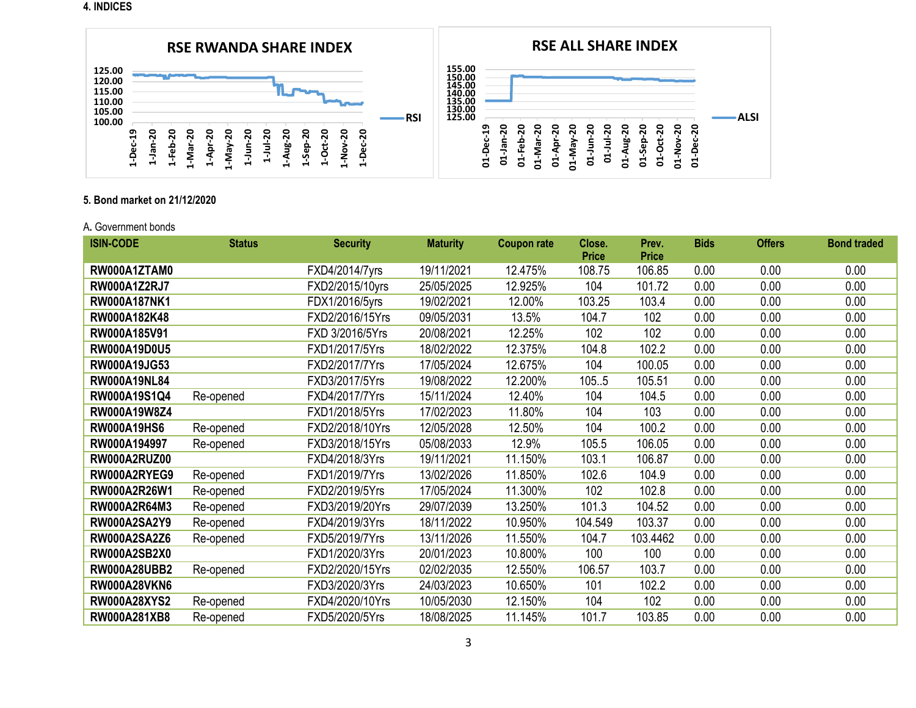**4. INDICES**

RSE RWANDA SHARE INDEX

RSE ALL SHARE INDEX

**5. Bond market on 21/12/2020**

A. Government bonds

| ISIN-CODE | Status | Security | Maturity | Coupon rate | Close. Price | Prev. Price | Bids | Offers | Bond traded |
|---|---|---|---|---|---|---|---|---|---|
| **RW000A1ZTAM0** | | FXD4/2014/7yrs | 19/11/2021 | 12.475% | 108.75 | 106.85 | 0.00 | 0.00 | 0.00 |
| **RW000A1Z2RJ7** | | FXD2/2015/10yrs | 25/05/2025 | 12.925% | 104 | 101.72 | 0.00 | 0.00 | 0.00 |
| **RW000A187NK1** | | FDX1/2016/5yrs | 19/02/2021 | 12.00% | 103.25 | 103.4 | 0.00 | 0.00 | 0.00 |
| **RW000A182K48** | | FXD2/2016/15Yrs | 09/05/2031 | 13.5% | 104.7 | 102 | 0.00 | 0.00 | 0.00 |
| **RW000A185V91** | | FXD 3/2016/5Yrs | 20/08/2021 | 12.25% | 102 | 102 | 0.00 | 0.00 | 0.00 |
| **RW000A19D0U5** | | FXD1/2017/5Yrs | 18/02/2022 | 12.375% | 104.8 | 102.2 | 0.00 | 0.00 | 0.00 |
| **RW000A19JG53** | | FXD2/2017/7Yrs | 17/05/2024 | 12.675% | 104 | 100.05 | 0.00 | 0.00 | 0.00 |
| **RW000A19NL84** | | FXD3/2017/5Yrs | 19/08/2022 | 12.200% | 105..5 | 105.51 | 0.00 | 0.00 | 0.00 |
| **RW000A19S1Q4** | Re-opened | FXD4/2017/7Yrs | 15/11/2024 | 12.40% | 104 | 104.5 | 0.00 | 0.00 | 0.00 |
| **RW000A19W8Z4** | | FXD1/2018/5Yrs | 17/02/2023 | 11.80% | 104 | 103 | 0.00 | 0.00 | 0.00 |
| **RW000A19HS6** | Re-opened | FXD2/2018/10Yrs | 12/05/2028 | 12.50% | 104 | 100.2 | 0.00 | 0.00 | 0.00 |
| **RW000A194997** | Re-opened | FXD3/2018/15Yrs | 05/08/2033 | 12.9% | 105.5 | 106.05 | 0.00 | 0.00 | 0.00 |
| **RW000A2RUZ00** | | FXD4/2018/3Yrs | 19/11/2021 | 11.150% | 103.1 | 106.87 | 0.00 | 0.00 | 0.00 |
| **RW000A2RYEG9** | Re-opened | FXD1/2019/7Yrs | 13/02/2026 | 11.850% | 102.6 | 104.9 | 0.00 | 0.00 | 0.00 |
| **RW000A2R26W1** | Re-opened | FXD2/2019/5Yrs | 17/05/2024 | 11.300% | 102 | 102.8 | 0.00 | 0.00 | 0.00 |
| **RW000A2R64M3** | Re-opened | FXD3/2019/20Yrs | 29/07/2039 | 13.250% | 101.3 | 104.52 | 0.00 | 0.00 | 0.00 |
| **RW000A2SA2Y9** | Re-opened | FXD4/2019/3Yrs | 18/11/2022 | 10.950% | 104.549 | 103.37 | 0.00 | 0.00 | 0.00 |
| **RW000A2SA2Z6** | Re-opened | FXD5/2019/7Yrs | 13/11/2026 | 11.550% | 104.7 | 103.4462 | 0.00 | 0.00 | 0.00 |
| **RW000A2SB2X0** | | FXD1/2020/3Yrs | 20/01/2023 | 10.800% | 100 | 100 | 0.00 | 0.00 | 0.00 |
| **RW000A28UBB2** | Re-opened | FXD2/2020/15Yrs | 02/02/2035 | 12.550% | 106.57 | 103.7 | 0.00 | 0.00 | 0.00 |
| **RW000A28VKN6** | | FXD3/2020/3Yrs | 24/03/2023 | 10.650% | 101 | 102.2 | 0.00 | 0.00 | 0.00 |
| **RW000A28XYS2** | Re-opened | FXD4/2020/10Yrs | 10/05/2030 | 12.150% | 104 | 102 | 0.00 | 0.00 | 0.00 |
| **RW000A281XB8** | Re-opened | FXD5/2020/5Yrs | 18/08/2025 | 11.145% | 101.7 | 103.85 | 0.00 | 0.00 | 0.00 |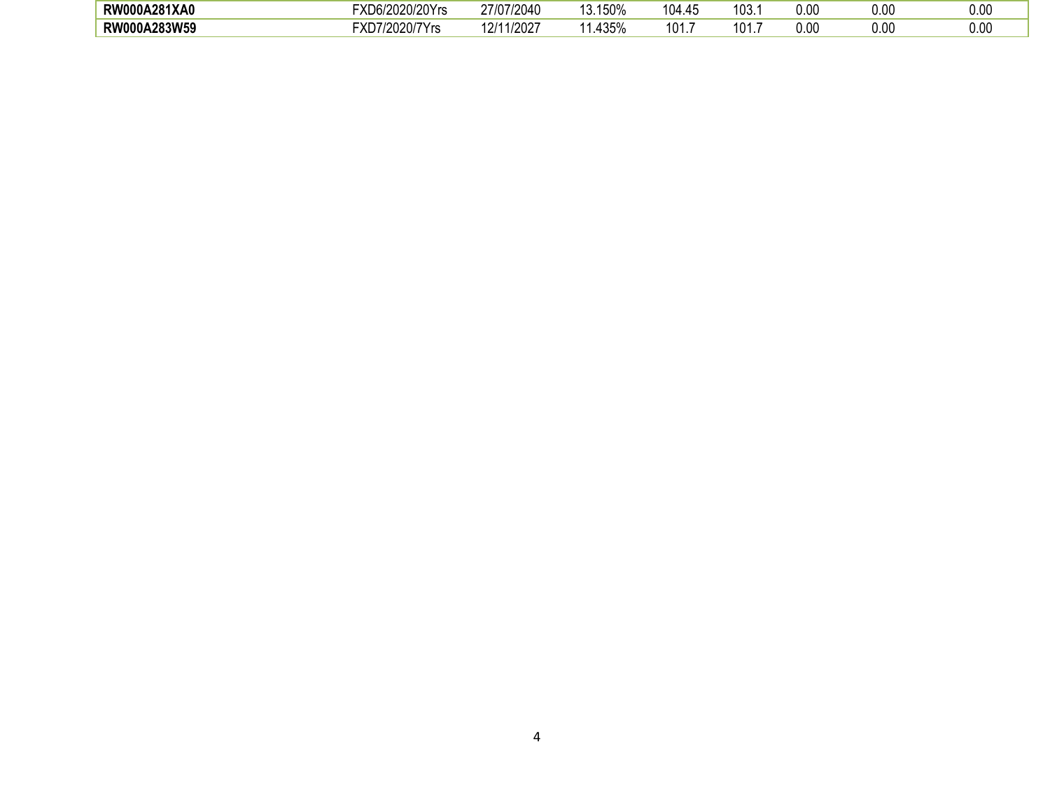| | | | | | | | | |
|---|---|---|---|---|---|---|---|---|
| **RW000A281XA0** | FXD6/2020/20Yrs | 27/07/2040 | 13.150% | 104.45 | 103.1 | 0.00 | 0.00 | 0.00 |
| **RW000A283W59** | FXD7/2020/7Yrs | 12/11/2027 | 11.435% | 101.7 | 101.7 | 0.00 | 0.00 | 0.00 |